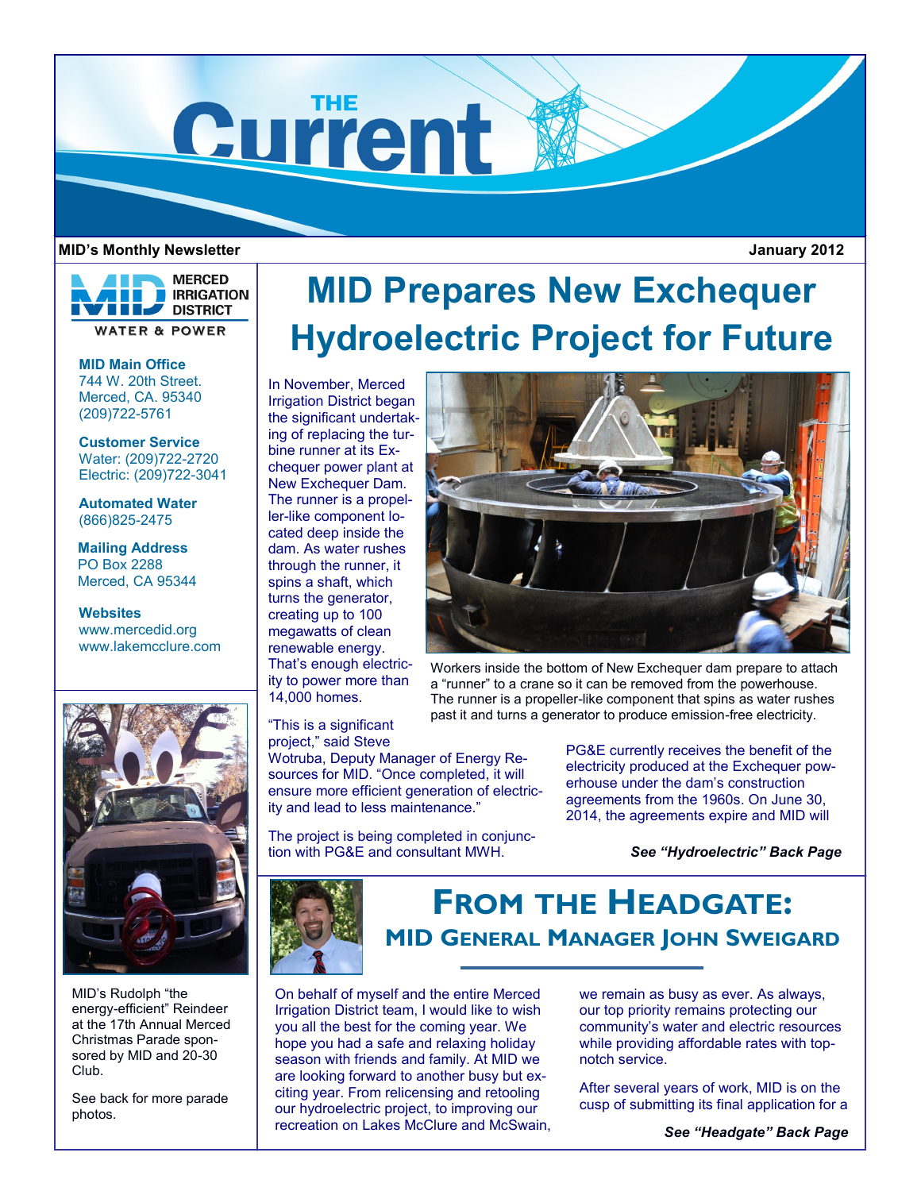# The Current

**MID's Monthly Newsletter** — **January 2012**

MERCED IRRIGATION DISTRICT
WATER & POWER

**MID Main Office**
744 W. 20th Street.
Merced, CA. 95340
(209)722-5761

**Customer Service**
Water: (209)722-2720
Electric: (209)722-3041

**Automated Water**
(866)825-2475

**Mailing Address**
PO Box 2288
Merced, CA 95344

**Websites**
www.mercedid.org
www.lakemcclure.com

MID's Rudolph "the energy-efficient" Reindeer at the 17th Annual Merced Christmas Parade sponsored by MID and 20-30 Club.

See back for more parade photos.

# MID Prepares New Exchequer Hydroelectric Project for Future

In November, Merced Irrigation District began the significant undertaking of replacing the turbine runner at its Exchequer power plant at New Exchequer Dam. The runner is a propeller-like component located deep inside the dam. As water rushes through the runner, it spins a shaft, which turns the generator, creating up to 100 megawatts of clean renewable energy. That's enough electricity to power more than 14,000 homes.

Workers inside the bottom of New Exchequer dam prepare to attach a "runner" to a crane so it can be removed from the powerhouse. The runner is a propeller-like component that spins as water rushes past it and turns a generator to produce emission-free electricity.

"This is a significant project," said Steve Wotruba, Deputy Manager of Energy Resources for MID. "Once completed, it will ensure more efficient generation of electricity and lead to less maintenance."

The project is being completed in conjunction with PG&E and consultant MWH.

PG&E currently receives the benefit of the electricity produced at the Exchequer powerhouse under the dam's construction agreements from the 1960s. On June 30, 2014, the agreements expire and MID will

***See "Hydroelectric" Back Page***

## From the Headgate:
### MID General Manager John Sweigard

On behalf of myself and the entire Merced Irrigation District team, I would like to wish you all the best for the coming year. We hope you had a safe and relaxing holiday season with friends and family. At MID we are looking forward to another busy but exciting year. From relicensing and retooling our hydroelectric project, to improving our recreation on Lakes McClure and McSwain, we remain as busy as ever. As always, our top priority remains protecting our community's water and electric resources while providing affordable rates with top-notch service.

After several years of work, MID is on the cusp of submitting its final application for a

***See "Headgate" Back Page***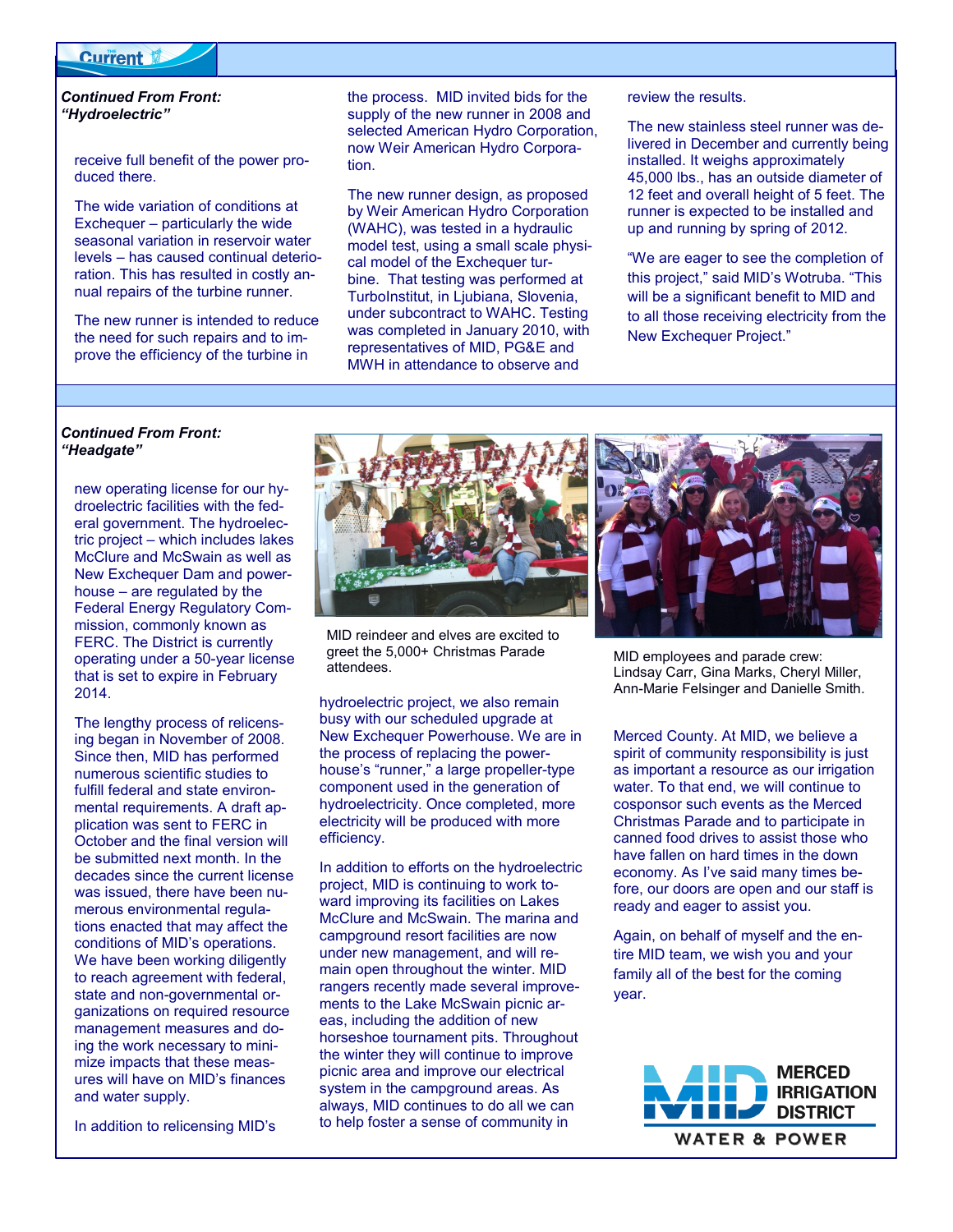***Continued From Front: "Hydroelectric"***

receive full benefit of the power produced there.

The wide variation of conditions at Exchequer – particularly the wide seasonal variation in reservoir water levels – has caused continual deterioration. This has resulted in costly annual repairs of the turbine runner.

The new runner is intended to reduce the need for such repairs and to improve the efficiency of the turbine in the process. MID invited bids for the supply of the new runner in 2008 and selected American Hydro Corporation, now Weir American Hydro Corporation.

The new runner design, as proposed by Weir American Hydro Corporation (WAHC), was tested in a hydraulic model test, using a small scale physical model of the Exchequer turbine. That testing was performed at TurboInstitut, in Ljubiana, Slovenia, under subcontract to WAHC. Testing was completed in January 2010, with representatives of MID, PG&E and MWH in attendance to observe and review the results.

The new stainless steel runner was delivered in December and currently being installed. It weighs approximately 45,000 lbs., has an outside diameter of 12 feet and overall height of 5 feet. The runner is expected to be installed and up and running by spring of 2012.

"We are eager to see the completion of this project," said MID's Wotruba. "This will be a significant benefit to MID and to all those receiving electricity from the New Exchequer Project."

***Continued From Front: "Headgate"***

new operating license for our hydroelectric facilities with the federal government. The hydroelectric project – which includes lakes McClure and McSwain as well as New Exchequer Dam and powerhouse – are regulated by the Federal Energy Regulatory Commission, commonly known as FERC. The District is currently operating under a 50-year license that is set to expire in February 2014.

The lengthy process of relicensing began in November of 2008. Since then, MID has performed numerous scientific studies to fulfill federal and state environmental requirements. A draft application was sent to FERC in October and the final version will be submitted next month. In the decades since the current license was issued, there have been numerous environmental regulations enacted that may affect the conditions of MID's operations. We have been working diligently to reach agreement with federal, state and non-governmental organizations on required resource management measures and doing the work necessary to minimize impacts that these measures will have on MID's finances and water supply.

In addition to relicensing MID's hydroelectric project, we also remain busy with our scheduled upgrade at New Exchequer Powerhouse. We are in the process of replacing the powerhouse's "runner," a large propeller-type component used in the generation of hydroelectricity. Once completed, more electricity will be produced with more efficiency.

In addition to efforts on the hydroelectric project, MID is continuing to work toward improving its facilities on Lakes McClure and McSwain. The marina and campground resort facilities are now under new management, and will remain open throughout the winter. MID rangers recently made several improvements to the Lake McSwain picnic areas, including the addition of new horseshoe tournament pits. Throughout the winter they will continue to improve picnic area and improve our electrical system in the campground areas. As always, MID continues to do all we can to help foster a sense of community in Merced County. At MID, we believe a spirit of community responsibility is just as important a resource as our irrigation water. To that end, we will continue to cosponsor such events as the Merced Christmas Parade and to participate in canned food drives to assist those who have fallen on hard times in the down economy. As I've said many times before, our doors are open and our staff is ready and eager to assist you.

Again, on behalf of myself and the entire MID team, we wish you and your family all of the best for the coming year.

MID reindeer and elves are excited to greet the 5,000+ Christmas Parade attendees.

MID employees and parade crew: Lindsay Carr, Gina Marks, Cheryl Miller, Ann-Marie Felsinger and Danielle Smith.

MERCED IRRIGATION DISTRICT
WATER & POWER